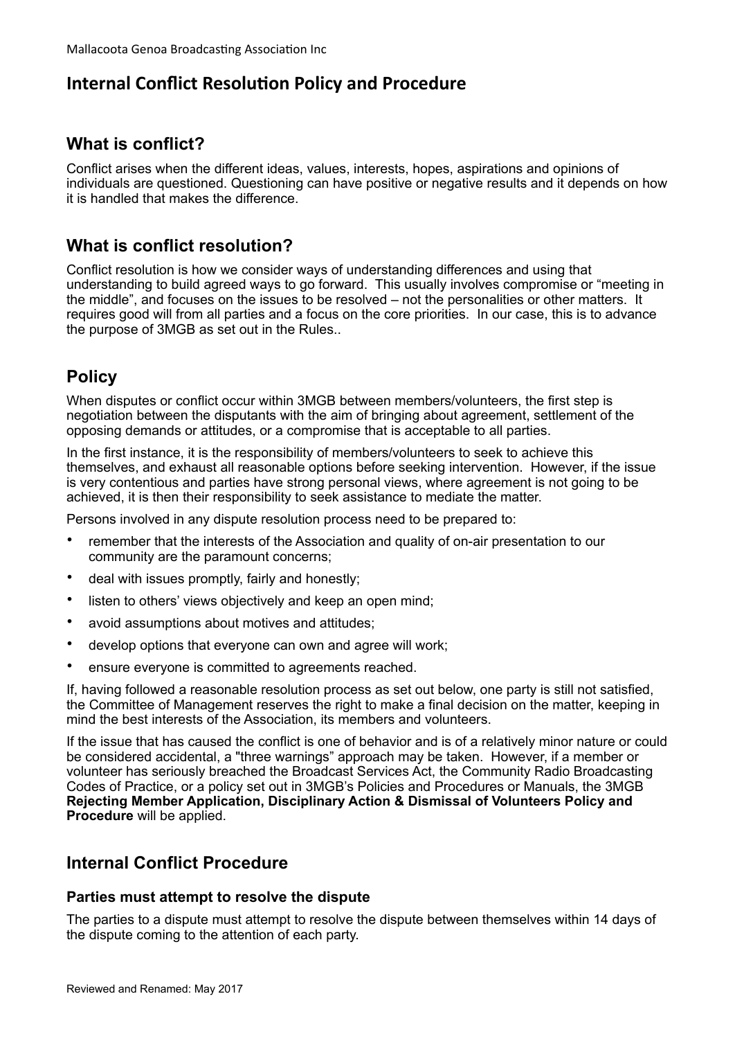# Internal Conflict Resolution Policy and Procedure

## What is conflict?

Conflict arises when the different ideas, values, interests, hopes, aspirations and opinions of individuals are questioned. Questioning can have positive or negative results and it depends on how it is handled that makes the difference.

## What is conflict resolution?

Conflict resolution is how we consider ways of understanding differences and using that understanding to build agreed ways to go forward. This usually involves compromise or "meeting in the middle", and focuses on the issues to be resolved – not the personalities or other matters. It requires good will from all parties and a focus on the core priorities. In our case, this is to advance the purpose of 3MGB as set out in the Rules..

## Policy

When disputes or conflict occur within 3MGB between members/volunteers, the first step is negotiation between the disputants with the aim of bringing about agreement, settlement of the opposing demands or attitudes, or a compromise that is acceptable to all parties.

In the first instance, it is the responsibility of members/volunteers to seek to achieve this themselves, and exhaust all reasonable options before seeking intervention. However, if the issue is very contentious and parties have strong personal views, where agreement is not going to be achieved, it is then their responsibility to seek assistance to mediate the matter.

Persons involved in any dispute resolution process need to be prepared to:

- remember that the interests of the Association and quality of on-air presentation to our community are the paramount concerns;
- deal with issues promptly, fairly and honestly;
- listen to others' views objectively and keep an open mind;
- avoid assumptions about motives and attitudes;
- develop options that everyone can own and agree will work;
- ensure everyone is committed to agreements reached.

If, having followed a reasonable resolution process as set out below, one party is still not satisfied, the Committee of Management reserves the right to make a final decision on the matter, keeping in mind the best interests of the Association, its members and volunteers.

If the issue that has caused the conflict is one of behavior and is of a relatively minor nature or could be considered accidental, a "three warnings" approach may be taken. However, if a member or volunteer has seriously breached the Broadcast Services Act, the Community Radio Broadcasting Codes of Practice, or a policy set out in 3MGB's Policies and Procedures or Manuals, the 3MGB **Rejecting Member Application, Disciplinary Action & Dismissal of Volunteers Policy and Procedure** will be applied.

## Internal Conflict Procedure

### Parties must attempt to resolve the dispute

The parties to a dispute must attempt to resolve the dispute between themselves within 14 days of the dispute coming to the attention of each party.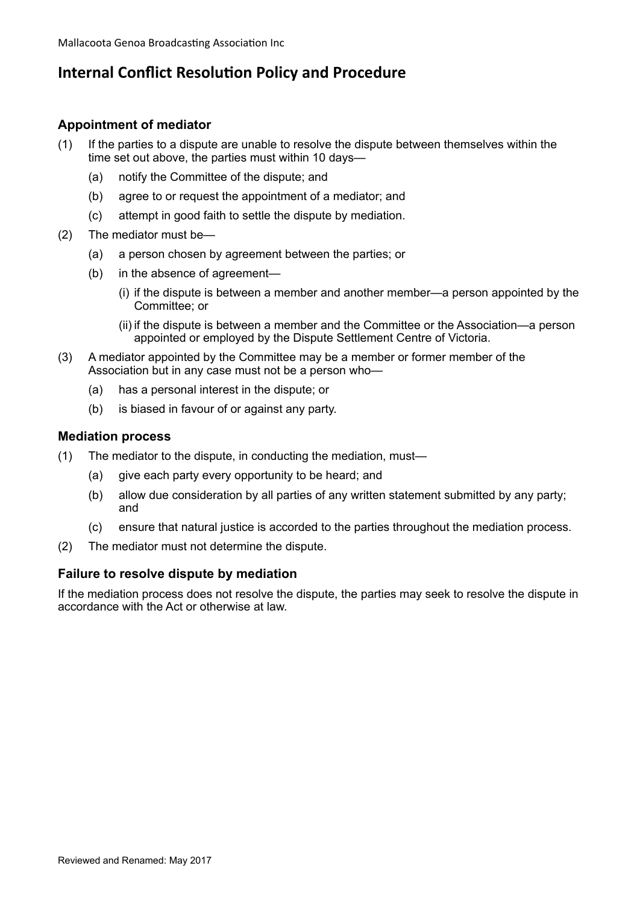# Internal Conflict Resolution Policy and Procedure

### Appointment of mediator

(1) If the parties to a dispute are unable to resolve the dispute between themselves within the time set out above, the parties must within 10 days—

  (a) notify the Committee of the dispute; and

  (b) agree to or request the appointment of a mediator; and

  (c) attempt in good faith to settle the dispute by mediation.

(2) The mediator must be—

  (a) a person chosen by agreement between the parties; or

  (b) in the absence of agreement—

    (i) if the dispute is between a member and another member—a person appointed by the Committee; or

    (ii) if the dispute is between a member and the Committee or the Association—a person appointed or employed by the Dispute Settlement Centre of Victoria.

(3) A mediator appointed by the Committee may be a member or former member of the Association but in any case must not be a person who—

  (a) has a personal interest in the dispute; or

  (b) is biased in favour of or against any party.

### Mediation process

(1) The mediator to the dispute, in conducting the mediation, must—

  (a) give each party every opportunity to be heard; and

  (b) allow due consideration by all parties of any written statement submitted by any party; and

  (c) ensure that natural justice is accorded to the parties throughout the mediation process.

(2) The mediator must not determine the dispute.

### Failure to resolve dispute by mediation

If the mediation process does not resolve the dispute, the parties may seek to resolve the dispute in accordance with the Act or otherwise at law.

Reviewed and Renamed: May 2017